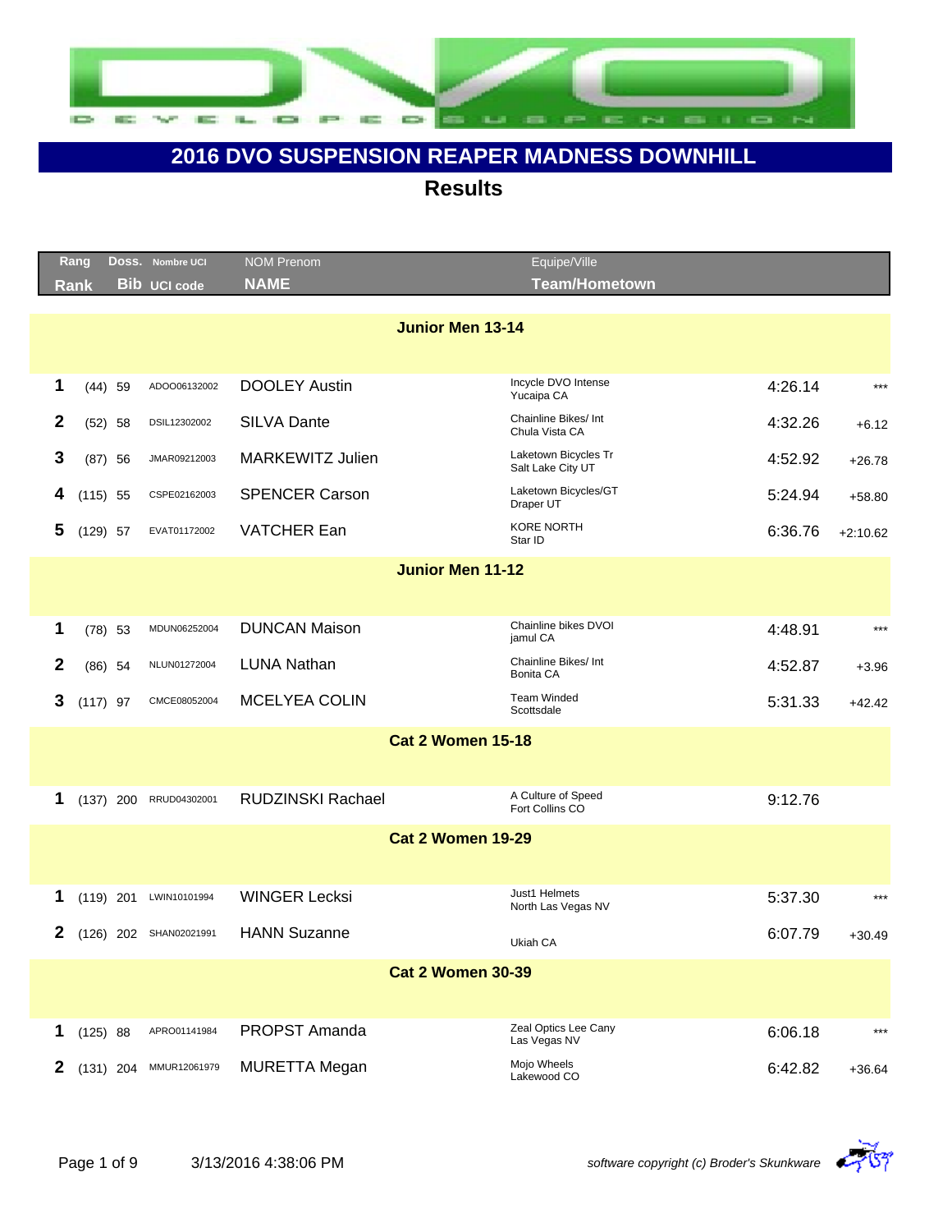# 2016 DVO SUSPENSION REAPER MADNESS DOWNHILL

## Results

| Rang / Rank | | Doss. / Bib | Nombre UCI / UCI code | NOM Prenom / NAME | Equipe/Ville / Team/Hometown | | |
|---|---|---|---|---|---|---|---|
| **Junior Men 13-14** | | | | | | | |
| 1 | (44) | 59 | ADOO06132002 | DOOLEY Austin | Incycle DVO Intense Yucaipa CA | 4:26.14 | *** |
| 2 | (52) | 58 | DSIL12302002 | SILVA Dante | Chainline Bikes/ Int Chula Vista CA | 4:32.26 | +6.12 |
| 3 | (87) | 56 | JMAR09212003 | MARKEWITZ Julien | Laketown Bicycles Tr Salt Lake City UT | 4:52.92 | +26.78 |
| 4 | (115) | 55 | CSPE02162003 | SPENCER Carson | Laketown Bicycles/GT Draper UT | 5:24.94 | +58.80 |
| 5 | (129) | 57 | EVAT01172002 | VATCHER Ean | KORE NORTH Star ID | 6:36.76 | +2:10.62 |
| **Junior Men 11-12** | | | | | | | |
| 1 | (78) | 53 | MDUN06252004 | DUNCAN Maison | Chainline bikes DVOI jamul CA | 4:48.91 | *** |
| 2 | (86) | 54 | NLUN01272004 | LUNA Nathan | Chainline Bikes/ Int Bonita CA | 4:52.87 | +3.96 |
| 3 | (117) | 97 | CMCE08052004 | MCELYEA COLIN | Team Winded Scottsdale | 5:31.33 | +42.42 |
| **Cat 2 Women 15-18** | | | | | | | |
| 1 | (137) | 200 | RRUD04302001 | RUDZINSKI Rachael | A Culture of Speed Fort Collins CO | 9:12.76 | |
| **Cat 2 Women 19-29** | | | | | | | |
| 1 | (119) | 201 | LWIN10101994 | WINGER Lecksi | Just1 Helmets North Las Vegas NV | 5:37.30 | *** |
| 2 | (126) | 202 | SHAN02021991 | HANN Suzanne | Ukiah CA | 6:07.79 | +30.49 |
| **Cat 2 Women 30-39** | | | | | | | |
| 1 | (125) | 88 | APRO01141984 | PROPST Amanda | Zeal Optics Lee Cany Las Vegas NV | 6:06.18 | *** |
| 2 | (131) | 204 | MMUR12061979 | MURETTA Megan | Mojo Wheels Lakewood CO | 6:42.82 | +36.64 |

3/13/2016 4:38:06 PM

*software copyright (c) Broder's Skunkware*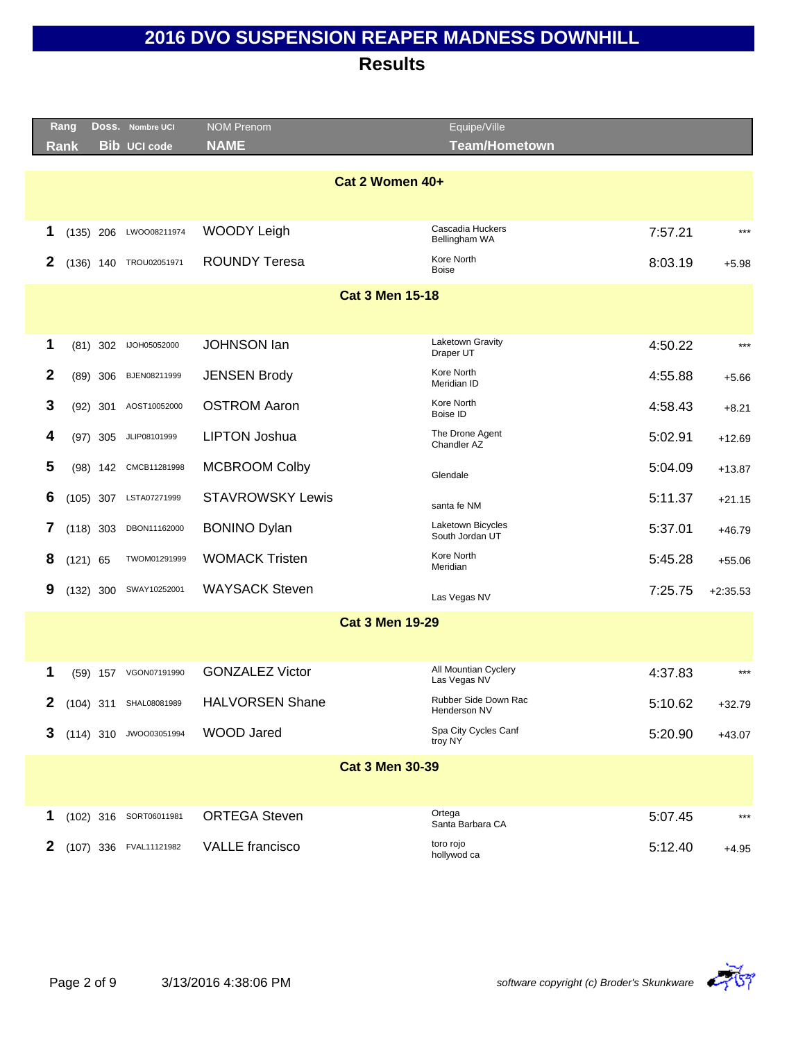# 2016 DVO SUSPENSION REAPER MADNESS DOWNHILL

## Results

| Rang Rank | | Doss. Bib | Nombre UCI UCI code | NOM Prenom NAME | Equipe/Ville Team/Hometown | | |
|---|---|---|---|---|---|---|---|
| **Cat 2 Women 40+** | | | | | | | |
| **1** | (135) | 206 | LWOO08211974 | WOODY Leigh | Cascadia Huckers Bellingham WA | 7:57.21 | *** |
| **2** | (136) | 140 | TROU02051971 | ROUNDY Teresa | Kore North Boise | 8:03.19 | +5.98 |
| **Cat 3 Men 15-18** | | | | | | | |
| **1** | (81) | 302 | IJOH05052000 | JOHNSON Ian | Laketown Gravity Draper UT | 4:50.22 | *** |
| **2** | (89) | 306 | BJEN08211999 | JENSEN Brody | Kore North Meridian ID | 4:55.88 | +5.66 |
| **3** | (92) | 301 | AOST10052000 | OSTROM Aaron | Kore North Boise ID | 4:58.43 | +8.21 |
| **4** | (97) | 305 | JLIP08101999 | LIPTON Joshua | The Drone Agent Chandler AZ | 5:02.91 | +12.69 |
| **5** | (98) | 142 | CMCB11281998 | MCBROOM Colby | Glendale | 5:04.09 | +13.87 |
| **6** | (105) | 307 | LSTA07271999 | STAVROWSKY Lewis | santa fe NM | 5:11.37 | +21.15 |
| **7** | (118) | 303 | DBON11162000 | BONINO Dylan | Laketown Bicycles South Jordan UT | 5:37.01 | +46.79 |
| **8** | (121) | 65 | TWOM01291999 | WOMACK Tristen | Kore North Meridian | 5:45.28 | +55.06 |
| **9** | (132) | 300 | SWAY10252001 | WAYSACK Steven | Las Vegas NV | 7:25.75 | +2:35.53 |
| **Cat 3 Men 19-29** | | | | | | | |
| **1** | (59) | 157 | VGON07191990 | GONZALEZ Victor | All Mountian Cyclery Las Vegas NV | 4:37.83 | *** |
| **2** | (104) | 311 | SHAL08081989 | HALVORSEN Shane | Rubber Side Down Rac Henderson NV | 5:10.62 | +32.79 |
| **3** | (114) | 310 | JWOO03051994 | WOOD Jared | Spa City Cycles Canf troy NY | 5:20.90 | +43.07 |
| **Cat 3 Men 30-39** | | | | | | | |
| **1** | (102) | 316 | SORT06011981 | ORTEGA Steven | Ortega Santa Barbara CA | 5:07.45 | *** |
| **2** | (107) | 336 | FVAL11121982 | VALLE francisco | toro rojo hollywod ca | 5:12.40 | +4.95 |

3/13/2016 4:38:06 PM

*software copyright (c) Broder's Skunkware*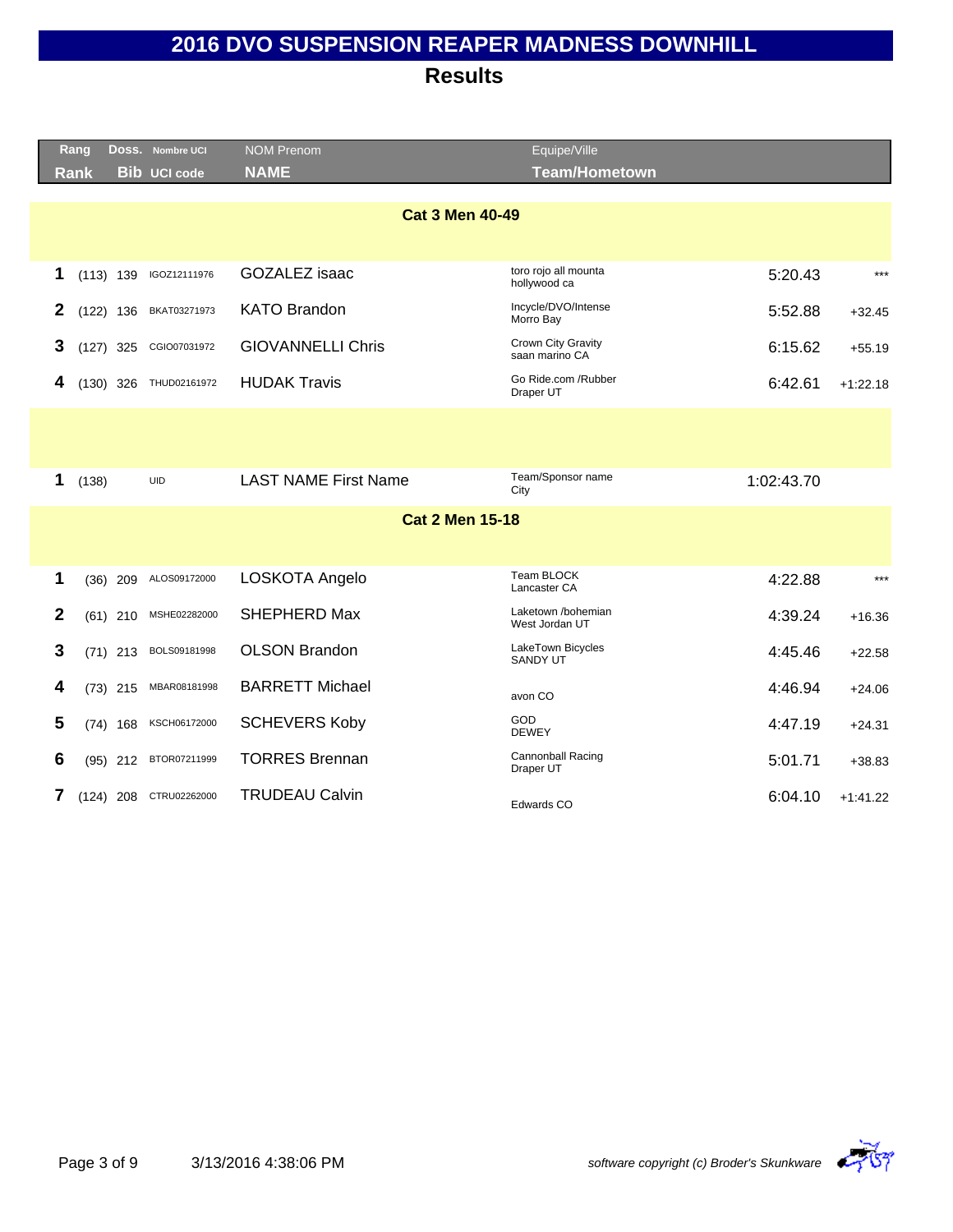# 2016 DVO SUSPENSION REAPER MADNESS DOWNHILL

## Results

| Rang Rank | | Doss. Bib | Nombre UCI UCI code | NOM Prenom NAME | Equipe/Ville Team/Hometown | | |
|---|---|---|---|---|---|---|---|
| **Cat 3 Men 40-49** | | | | | | | |
| **1** | (113) | 139 | IGOZ12111976 | GOZALEZ isaac | toro rojo all mounta hollywood ca | 5:20.43 | *** |
| **2** | (122) | 136 | BKAT03271973 | KATO Brandon | Incycle/DVO/Intense Morro Bay | 5:52.88 | +32.45 |
| **3** | (127) | 325 | CGIO07031972 | GIOVANNELLI Chris | Crown City Gravity saan marino CA | 6:15.62 | +55.19 |
| **4** | (130) | 326 | THUD02161972 | HUDAK Travis | Go Ride.com /Rubber Draper UT | 6:42.61 | +1:22.18 |
| | | | | | | | |
| **1** | (138) | | UID | LAST NAME First Name | Team/Sponsor name City | 1:02:43.70 | |
| **Cat 2 Men 15-18** | | | | | | | |
| **1** | (36) | 209 | ALOS09172000 | LOSKOTA Angelo | Team BLOCK Lancaster CA | 4:22.88 | *** |
| **2** | (61) | 210 | MSHE02282000 | SHEPHERD Max | Laketown /bohemian West Jordan UT | 4:39.24 | +16.36 |
| **3** | (71) | 213 | BOLS09181998 | OLSON Brandon | LakeTown Bicycles SANDY UT | 4:45.46 | +22.58 |
| **4** | (73) | 215 | MBAR08181998 | BARRETT Michael | avon CO | 4:46.94 | +24.06 |
| **5** | (74) | 168 | KSCH06172000 | SCHEVERS Koby | GOD DEWEY | 4:47.19 | +24.31 |
| **6** | (95) | 212 | BTOR07211999 | TORRES Brennan | Cannonball Racing Draper UT | 5:01.71 | +38.83 |
| **7** | (124) | 208 | CTRU02262000 | TRUDEAU Calvin | Edwards CO | 6:04.10 | +1:41.22 |

3/13/2016 4:38:06 PM

*software copyright (c) Broder's Skunkware*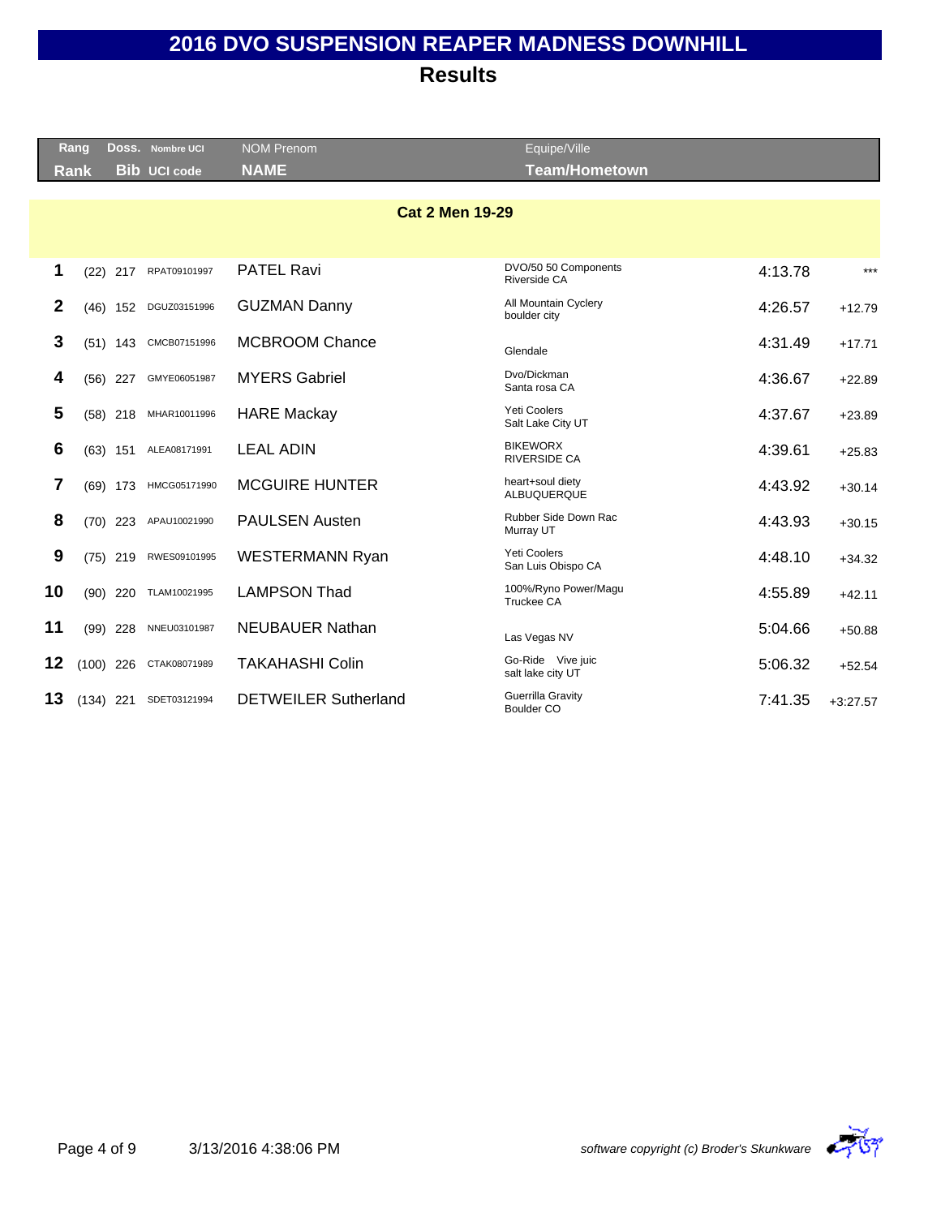# 2016 DVO SUSPENSION REAPER MADNESS DOWNHILL

## Results

| Rang<br>Rank | Doss.<br>Bib | Nombre UCI<br>UCI code | NOM Prenom<br>NAME | Equipe/Ville<br>Team/Hometown | | |
|---|---|---|---|---|---|---|

### Cat 2 Men 19-29

| Rank | | Bib | UCI code | NAME | Team/Hometown | Time | Gap |
|---|---|---|---|---|---|---|---|
| 1 | (22) | 217 | RPAT09101997 | PATEL Ravi | DVO/50 50 Components<br>Riverside CA | 4:13.78 | *** |
| 2 | (46) | 152 | DGUZ03151996 | GUZMAN Danny | All Mountain Cyclery<br>boulder city | 4:26.57 | +12.79 |
| 3 | (51) | 143 | CMCB07151996 | MCBROOM Chance | Glendale | 4:31.49 | +17.71 |
| 4 | (56) | 227 | GMYE06051987 | MYERS Gabriel | Dvo/Dickman<br>Santa rosa CA | 4:36.67 | +22.89 |
| 5 | (58) | 218 | MHAR10011996 | HARE Mackay | Yeti Coolers<br>Salt Lake City UT | 4:37.67 | +23.89 |
| 6 | (63) | 151 | ALEA08171991 | LEAL ADIN | BIKEWORX<br>RIVERSIDE CA | 4:39.61 | +25.83 |
| 7 | (69) | 173 | HMCG05171990 | MCGUIRE HUNTER | heart+soul diety<br>ALBUQUERQUE | 4:43.92 | +30.14 |
| 8 | (70) | 223 | APAU10021990 | PAULSEN Austen | Rubber Side Down Rac<br>Murray UT | 4:43.93 | +30.15 |
| 9 | (75) | 219 | RWES09101995 | WESTERMANN Ryan | Yeti Coolers<br>San Luis Obispo CA | 4:48.10 | +34.32 |
| 10 | (90) | 220 | TLAM10021995 | LAMPSON Thad | 100%/Ryno Power/Magu<br>Truckee CA | 4:55.89 | +42.11 |
| 11 | (99) | 228 | NNEU03101987 | NEUBAUER Nathan | Las Vegas NV | 5:04.66 | +50.88 |
| 12 | (100) | 226 | CTAK08071989 | TAKAHASHI Colin | Go-Ride Vive juic<br>salt lake city UT | 5:06.32 | +52.54 |
| 13 | (134) | 221 | SDET03121994 | DETWEILER Sutherland | Guerrilla Gravity<br>Boulder CO | 7:41.35 | +3:27.57 |

3/13/2016 4:38:06 PM

*software copyright (c) Broder's Skunkware*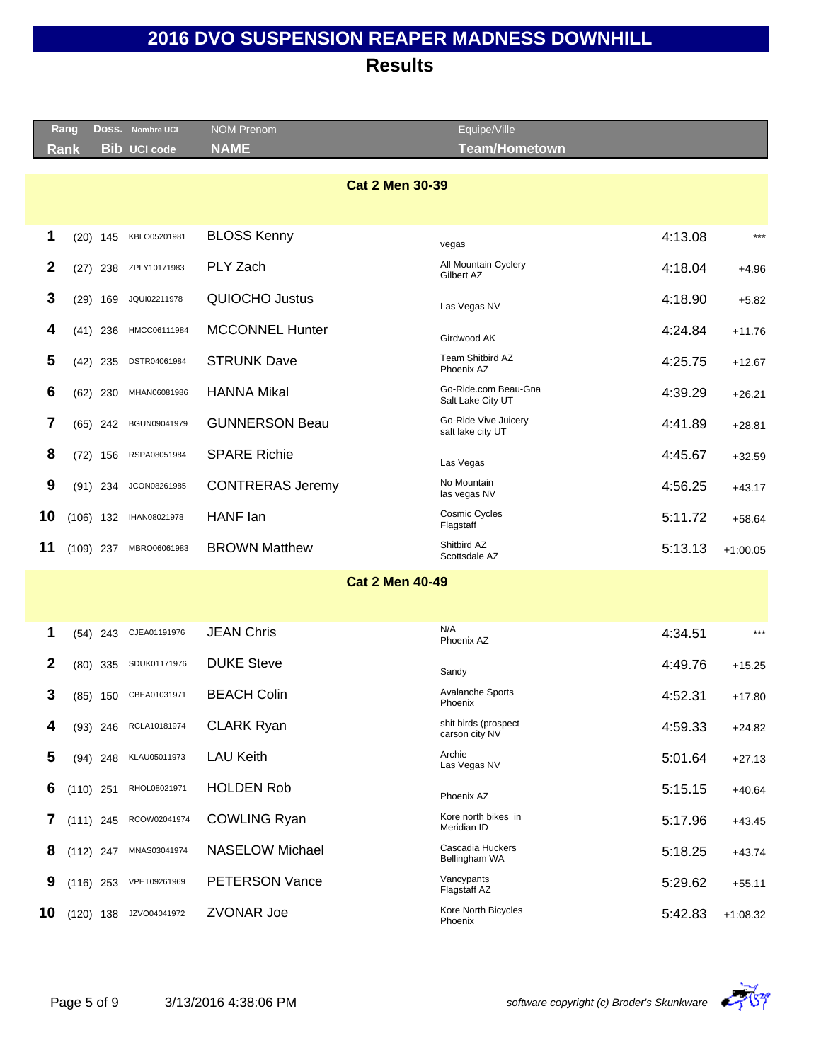# 2016 DVO SUSPENSION REAPER MADNESS DOWNHILL

## Results

| Rang Rank | | Doss. Bib | Nombre UCI UCI code | NOM Prenom NAME | Equipe/Ville Team/Hometown | | |
|---|---|---|---|---|---|---|---|
| **Cat 2 Men 30-39** | | | | | | | |
| 1 | (20) | 145 | KBLO05201981 | BLOSS Kenny | vegas | 4:13.08 | *** |
| 2 | (27) | 238 | ZPLY10171983 | PLY Zach | All Mountain Cyclery Gilbert AZ | 4:18.04 | +4.96 |
| 3 | (29) | 169 | JQUI02211978 | QUIOCHO Justus | Las Vegas NV | 4:18.90 | +5.82 |
| 4 | (41) | 236 | HMCC06111984 | MCCONNEL Hunter | Girdwood AK | 4:24.84 | +11.76 |
| 5 | (42) | 235 | DSTR04061984 | STRUNK Dave | Team Shitbird AZ Phoenix AZ | 4:25.75 | +12.67 |
| 6 | (62) | 230 | MHAN06081986 | HANNA Mikal | Go-Ride.com Beau-Gna Salt Lake City UT | 4:39.29 | +26.21 |
| 7 | (65) | 242 | BGUN09041979 | GUNNERSON Beau | Go-Ride Vive Juicery salt lake city UT | 4:41.89 | +28.81 |
| 8 | (72) | 156 | RSPA08051984 | SPARE Richie | Las Vegas | 4:45.67 | +32.59 |
| 9 | (91) | 234 | JCON08261985 | CONTRERAS Jeremy | No Mountain las vegas NV | 4:56.25 | +43.17 |
| 10 | (106) | 132 | IHAN08021978 | HANF Ian | Cosmic Cycles Flagstaff | 5:11.72 | +58.64 |
| 11 | (109) | 237 | MBRO06061983 | BROWN Matthew | Shitbird AZ Scottsdale AZ | 5:13.13 | +1:00.05 |
| **Cat 2 Men 40-49** | | | | | | | |
| 1 | (54) | 243 | CJEA01191976 | JEAN Chris | N/A Phoenix AZ | 4:34.51 | *** |
| 2 | (80) | 335 | SDUK01171976 | DUKE Steve | Sandy | 4:49.76 | +15.25 |
| 3 | (85) | 150 | CBEA01031971 | BEACH Colin | Avalanche Sports Phoenix | 4:52.31 | +17.80 |
| 4 | (93) | 246 | RCLA10181974 | CLARK Ryan | shit birds (prospect carson city NV | 4:59.33 | +24.82 |
| 5 | (94) | 248 | KLAU05011973 | LAU Keith | Archie Las Vegas NV | 5:01.64 | +27.13 |
| 6 | (110) | 251 | RHOL08021971 | HOLDEN Rob | Phoenix AZ | 5:15.15 | +40.64 |
| 7 | (111) | 245 | RCOW02041974 | COWLING Ryan | Kore north bikes in Meridian ID | 5:17.96 | +43.45 |
| 8 | (112) | 247 | MNAS03041974 | NASELOW Michael | Cascadia Huckers Bellingham WA | 5:18.25 | +43.74 |
| 9 | (116) | 253 | VPET09261969 | PETERSON Vance | Vancypants Flagstaff AZ | 5:29.62 | +55.11 |
| 10 | (120) | 138 | JZVO04041972 | ZVONAR Joe | Kore North Bicycles Phoenix | 5:42.83 | +1:08.32 |

3/13/2016 4:38:06 PM

*software copyright (c) Broder's Skunkware*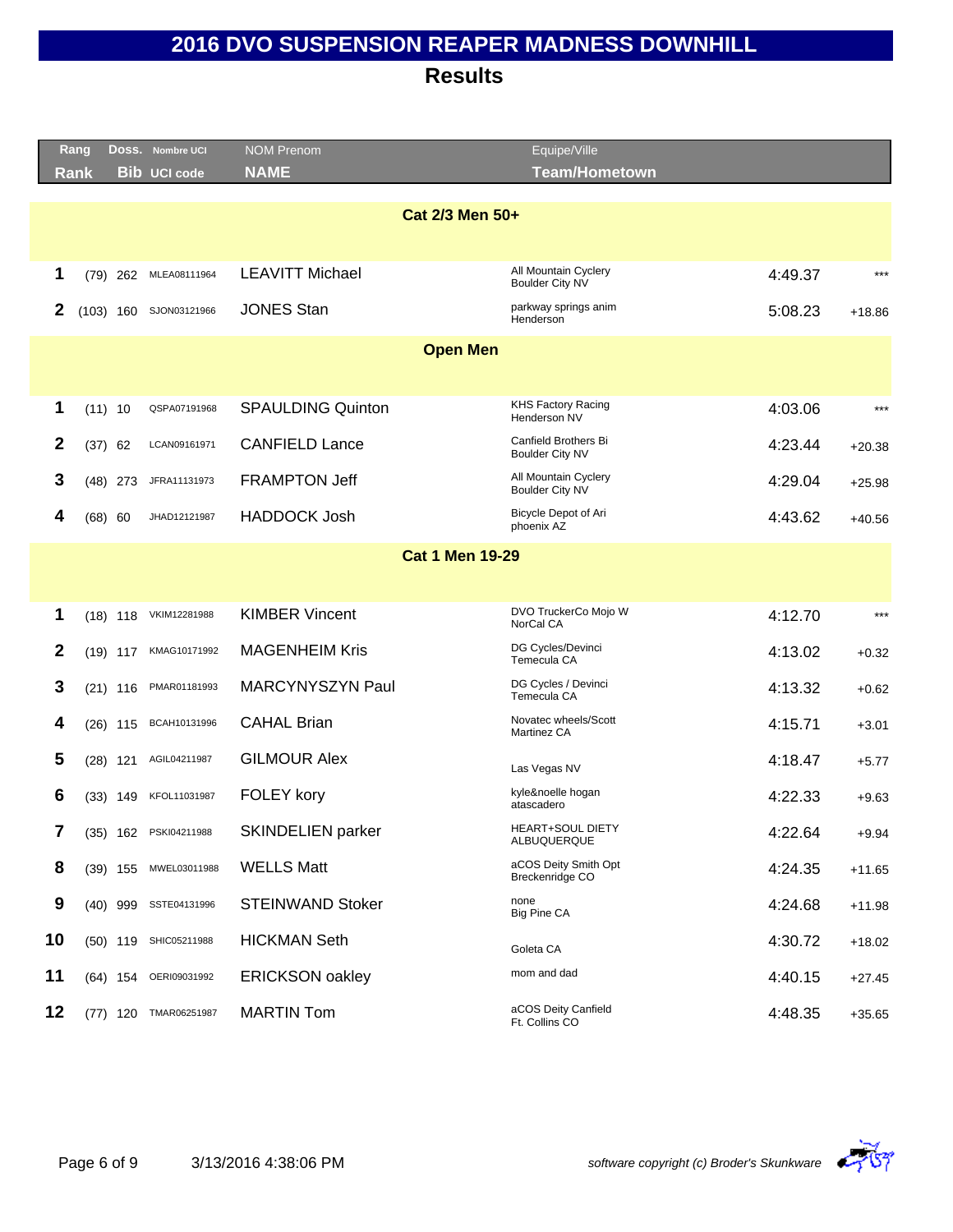# 2016 DVO SUSPENSION REAPER MADNESS DOWNHILL

## Results

| Rang<br>Rank | | Doss.<br>Bib | Nombre UCI<br>UCI code | NOM Prenom<br>NAME | Equipe/Ville<br>Team/Hometown | | |
|---|---|---|---|---|---|---|---|
| **Cat 2/3 Men 50+** | | | | | | | |
| 1 | (79) | 262 | MLEA08111964 | LEAVITT Michael | All Mountain Cyclery<br>Boulder City NV | 4:49.37 | *** |
| 2 | (103) | 160 | SJON03121966 | JONES Stan | parkway springs anim<br>Henderson | 5:08.23 | +18.86 |
| **Open Men** | | | | | | | |
| 1 | (11) | 10 | QSPA07191968 | SPAULDING Quinton | KHS Factory Racing<br>Henderson NV | 4:03.06 | *** |
| 2 | (37) | 62 | LCAN09161971 | CANFIELD Lance | Canfield Brothers Bi<br>Boulder City NV | 4:23.44 | +20.38 |
| 3 | (48) | 273 | JFRA11131973 | FRAMPTON Jeff | All Mountain Cyclery<br>Boulder City NV | 4:29.04 | +25.98 |
| 4 | (68) | 60 | JHAD12121987 | HADDOCK Josh | Bicycle Depot of Ari<br>phoenix AZ | 4:43.62 | +40.56 |
| **Cat 1 Men 19-29** | | | | | | | |
| 1 | (18) | 118 | VKIM12281988 | KIMBER Vincent | DVO TruckerCo Mojo W<br>NorCal CA | 4:12.70 | *** |
| 2 | (19) | 117 | KMAG10171992 | MAGENHEIM Kris | DG Cycles/Devinci<br>Temecula CA | 4:13.02 | +0.32 |
| 3 | (21) | 116 | PMAR01181993 | MARCYNYSZYN Paul | DG Cycles / Devinci<br>Temecula CA | 4:13.32 | +0.62 |
| 4 | (26) | 115 | BCAH10131996 | CAHAL Brian | Novatec wheels/Scott<br>Martinez CA | 4:15.71 | +3.01 |
| 5 | (28) | 121 | AGIL04211987 | GILMOUR Alex | Las Vegas NV | 4:18.47 | +5.77 |
| 6 | (33) | 149 | KFOL11031987 | FOLEY kory | kyle&noelle hogan<br>atascadero | 4:22.33 | +9.63 |
| 7 | (35) | 162 | PSKI04211988 | SKINDELIEN parker | HEART+SOUL DIETY<br>ALBUQUERQUE | 4:22.64 | +9.94 |
| 8 | (39) | 155 | MWEL03011988 | WELLS Matt | aCOS Deity Smith Opt<br>Breckenridge CO | 4:24.35 | +11.65 |
| 9 | (40) | 999 | SSTE04131996 | STEINWAND Stoker | none<br>Big Pine CA | 4:24.68 | +11.98 |
| 10 | (50) | 119 | SHIC05211988 | HICKMAN Seth | Goleta CA | 4:30.72 | +18.02 |
| 11 | (64) | 154 | OERI09031992 | ERICKSON oakley | mom and dad | 4:40.15 | +27.45 |
| 12 | (77) | 120 | TMAR06251987 | MARTIN Tom | aCOS Deity Canfield<br>Ft. Collins CO | 4:48.35 | +35.65 |

3/13/2016 4:38:06 PM

*software copyright (c) Broder's Skunkware*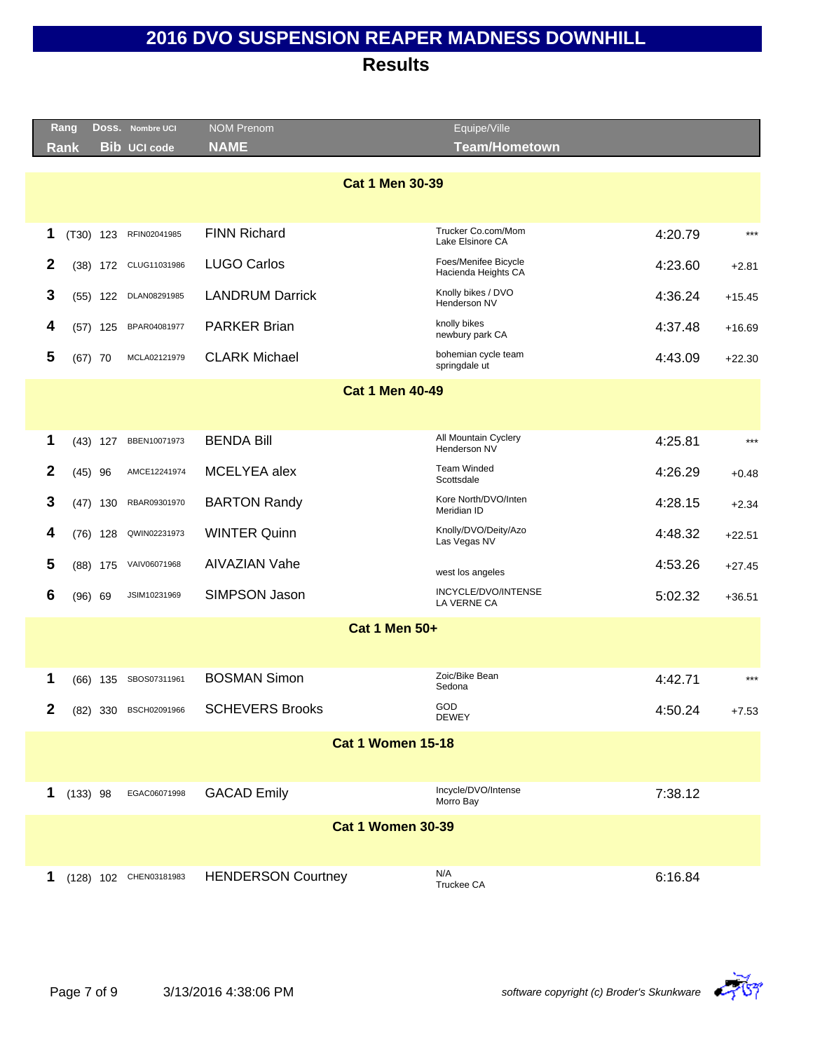# 2016 DVO SUSPENSION REAPER MADNESS DOWNHILL

## Results

| Rang / Rank | | Doss. / Bib | Nombre UCI / UCI code | NOM Prenom / NAME | Equipe/Ville / Team/Hometown | | |
|---|---|---|---|---|---|---|---|
| **Cat 1 Men 30-39** | | | | | | | |
| 1 | (T30) | 123 | RFIN02041985 | FINN Richard | Trucker Co.com/Mom Lake Elsinore CA | 4:20.79 | *** |
| 2 | (38) | 172 | CLUG11031986 | LUGO Carlos | Foes/Menifee Bicycle Hacienda Heights CA | 4:23.60 | +2.81 |
| 3 | (55) | 122 | DLAN08291985 | LANDRUM Darrick | Knolly bikes / DVO Henderson NV | 4:36.24 | +15.45 |
| 4 | (57) | 125 | BPAR04081977 | PARKER Brian | knolly bikes newbury park CA | 4:37.48 | +16.69 |
| 5 | (67) | 70 | MCLA02121979 | CLARK Michael | bohemian cycle team springdale ut | 4:43.09 | +22.30 |
| **Cat 1 Men 40-49** | | | | | | | |
| 1 | (43) | 127 | BBEN10071973 | BENDA Bill | All Mountain Cyclery Henderson NV | 4:25.81 | *** |
| 2 | (45) | 96 | AMCE12241974 | MCELYEA alex | Team Winded Scottsdale | 4:26.29 | +0.48 |
| 3 | (47) | 130 | RBAR09301970 | BARTON Randy | Kore North/DVO/Inten Meridian ID | 4:28.15 | +2.34 |
| 4 | (76) | 128 | QWIN02231973 | WINTER Quinn | Knolly/DVO/Deity/Azo Las Vegas NV | 4:48.32 | +22.51 |
| 5 | (88) | 175 | VAIV06071968 | AIVAZIAN Vahe | west los angeles | 4:53.26 | +27.45 |
| 6 | (96) | 69 | JSIM10231969 | SIMPSON Jason | INCYCLE/DVO/INTENSE LA VERNE CA | 5:02.32 | +36.51 |
| **Cat 1 Men 50+** | | | | | | | |
| 1 | (66) | 135 | SBOS07311961 | BOSMAN Simon | Zoic/Bike Bean Sedona | 4:42.71 | *** |
| 2 | (82) | 330 | BSCH02091966 | SCHEVERS Brooks | GOD DEWEY | 4:50.24 | +7.53 |
| **Cat 1 Women 15-18** | | | | | | | |
| 1 | (133) | 98 | EGAC06071998 | GACAD Emily | Incycle/DVO/Intense Morro Bay | 7:38.12 | |
| **Cat 1 Women 30-39** | | | | | | | |
| 1 | (128) | 102 | CHEN03181983 | HENDERSON Courtney | N/A Truckee CA | 6:16.84 | |

*software copyright (c) Broder's Skunkware*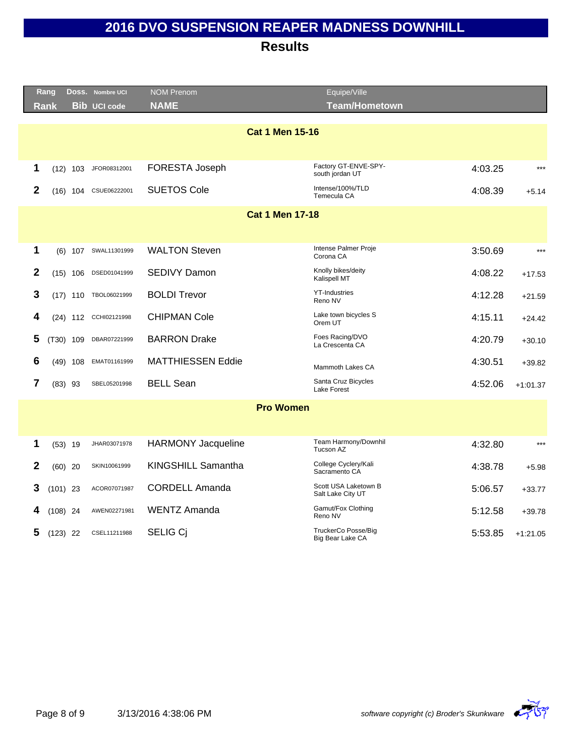# 2016 DVO SUSPENSION REAPER MADNESS DOWNHILL

## Results

| Rang Rank | Doss. Bib | Nombre UCI UCI code | NOM Prenom NAME | Equipe/Ville Team/Hometown | Time | Gap |
|---|---|---|---|---|---|---|
| **Cat 1 Men 15-16** | | | | | | |
| 1 | (12) 103 | JFOR08312001 | FORESTA Joseph | Factory GT-ENVE-SPY- south jordan UT | 4:03.25 | *** |
| 2 | (16) 104 | CSUE06222001 | SUETOS Cole | Intense/100%/TLD Temecula CA | 4:08.39 | +5.14 |
| **Cat 1 Men 17-18** | | | | | | |
| 1 | (6) 107 | SWAL11301999 | WALTON Steven | Intense Palmer Proje Corona CA | 3:50.69 | *** |
| 2 | (15) 106 | DSED01041999 | SEDIVY Damon | Knolly bikes/deity Kalispell MT | 4:08.22 | +17.53 |
| 3 | (17) 110 | TBOL06021999 | BOLDI Trevor | YT-Industries Reno NV | 4:12.28 | +21.59 |
| 4 | (24) 112 | CCHI02121998 | CHIPMAN Cole | Lake town bicycles S Orem UT | 4:15.11 | +24.42 |
| 5 | (T30) 109 | DBAR07221999 | BARRON Drake | Foes Racing/DVO La Crescenta CA | 4:20.79 | +30.10 |
| 6 | (49) 108 | EMAT01161999 | MATTHIESSEN Eddie | Mammoth Lakes CA | 4:30.51 | +39.82 |
| 7 | (83) 93 | SBEL05201998 | BELL Sean | Santa Cruz Bicycles Lake Forest | 4:52.06 | +1:01.37 |
| **Pro Women** | | | | | | |
| 1 | (53) 19 | JHAR03071978 | HARMONY Jacqueline | Team Harmony/Downhil Tucson AZ | 4:32.80 | *** |
| 2 | (60) 20 | SKIN10061999 | KINGSHILL Samantha | College Cyclery/Kali Sacramento CA | 4:38.78 | +5.98 |
| 3 | (101) 23 | ACOR07071987 | CORDELL Amanda | Scott USA Laketown B Salt Lake City UT | 5:06.57 | +33.77 |
| 4 | (108) 24 | AWEN02271981 | WENTZ Amanda | Gamut/Fox Clothing Reno NV | 5:12.58 | +39.78 |
| 5 | (123) 22 | CSEL11211988 | SELIG Cj | TruckerCo Posse/Big Big Bear Lake CA | 5:53.85 | +1:21.05 |

3/13/2016 4:38:06 PM

*software copyright (c) Broder's Skunkware*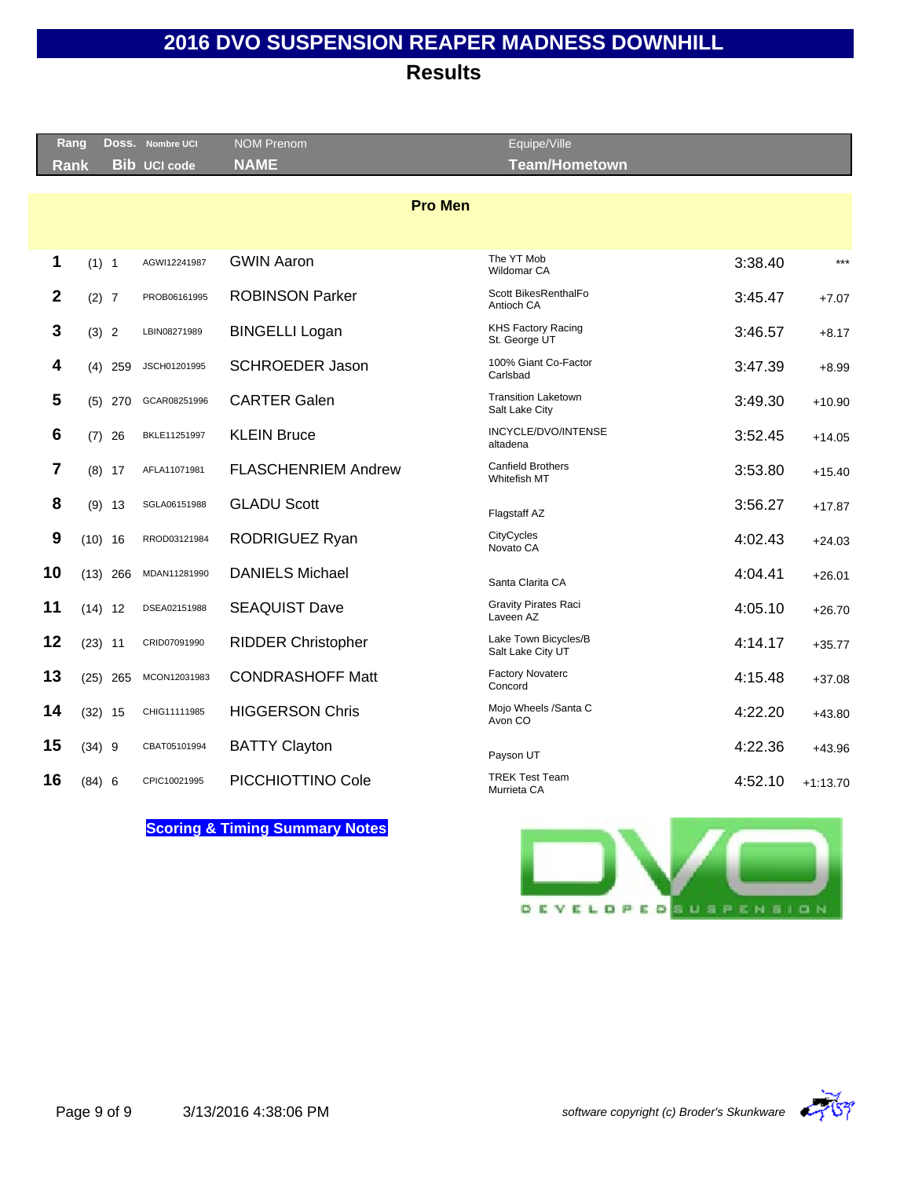# 2016 DVO SUSPENSION REAPER MADNESS DOWNHILL

## Results

| Rang Rank | Doss. Bib | Nombre UCI UCI code | NOM Prenom NAME | Equipe/Ville Team/Hometown | | |
|---|---|---|---|---|---|---|
| **Pro Men** | | | | | | |
| 1 | (1) 1 | AGWI12241987 | GWIN Aaron | The YT Mob Wildomar CA | 3:38.40 | *** |
| 2 | (2) 7 | PROB06161995 | ROBINSON Parker | Scott BikesRenthalFo Antioch CA | 3:45.47 | +7.07 |
| 3 | (3) 2 | LBIN08271989 | BINGELLI Logan | KHS Factory Racing St. George UT | 3:46.57 | +8.17 |
| 4 | (4) 259 | JSCH01201995 | SCHROEDER Jason | 100% Giant Co-Factor Carlsbad | 3:47.39 | +8.99 |
| 5 | (5) 270 | GCAR08251996 | CARTER Galen | Transition Laketown Salt Lake City | 3:49.30 | +10.90 |
| 6 | (7) 26 | BKLE11251997 | KLEIN Bruce | INCYCLE/DVO/INTENSE altadena | 3:52.45 | +14.05 |
| 7 | (8) 17 | AFLA11071981 | FLASCHENRIEM Andrew | Canfield Brothers Whitefish MT | 3:53.80 | +15.40 |
| 8 | (9) 13 | SGLA06151988 | GLADU Scott | Flagstaff AZ | 3:56.27 | +17.87 |
| 9 | (10) 16 | RROD03121984 | RODRIGUEZ Ryan | CityCycles Novato CA | 4:02.43 | +24.03 |
| 10 | (13) 266 | MDAN11281990 | DANIELS Michael | Santa Clarita CA | 4:04.41 | +26.01 |
| 11 | (14) 12 | DSEA02151988 | SEAQUIST Dave | Gravity Pirates Raci Laveen AZ | 4:05.10 | +26.70 |
| 12 | (23) 11 | CRID07091990 | RIDDER Christopher | Lake Town Bicycles/B Salt Lake City UT | 4:14.17 | +35.77 |
| 13 | (25) 265 | MCON12031983 | CONDRASHOFF Matt | Factory Novaterc Concord | 4:15.48 | +37.08 |
| 14 | (32) 15 | CHIG11111985 | HIGGERSON Chris | Mojo Wheels /Santa C Avon CO | 4:22.20 | +43.80 |
| 15 | (34) 9 | CBAT05101994 | BATTY Clayton | Payson UT | 4:22.36 | +43.96 |
| 16 | (84) 6 | CPIC10021995 | PICCHIOTTINO Cole | TREK Test Team Murrieta CA | 4:52.10 | +1:13.70 |

**Scoring & Timing Summary Notes**

3/13/2016 4:38:06 PM

*software copyright (c) Broder's Skunkware*